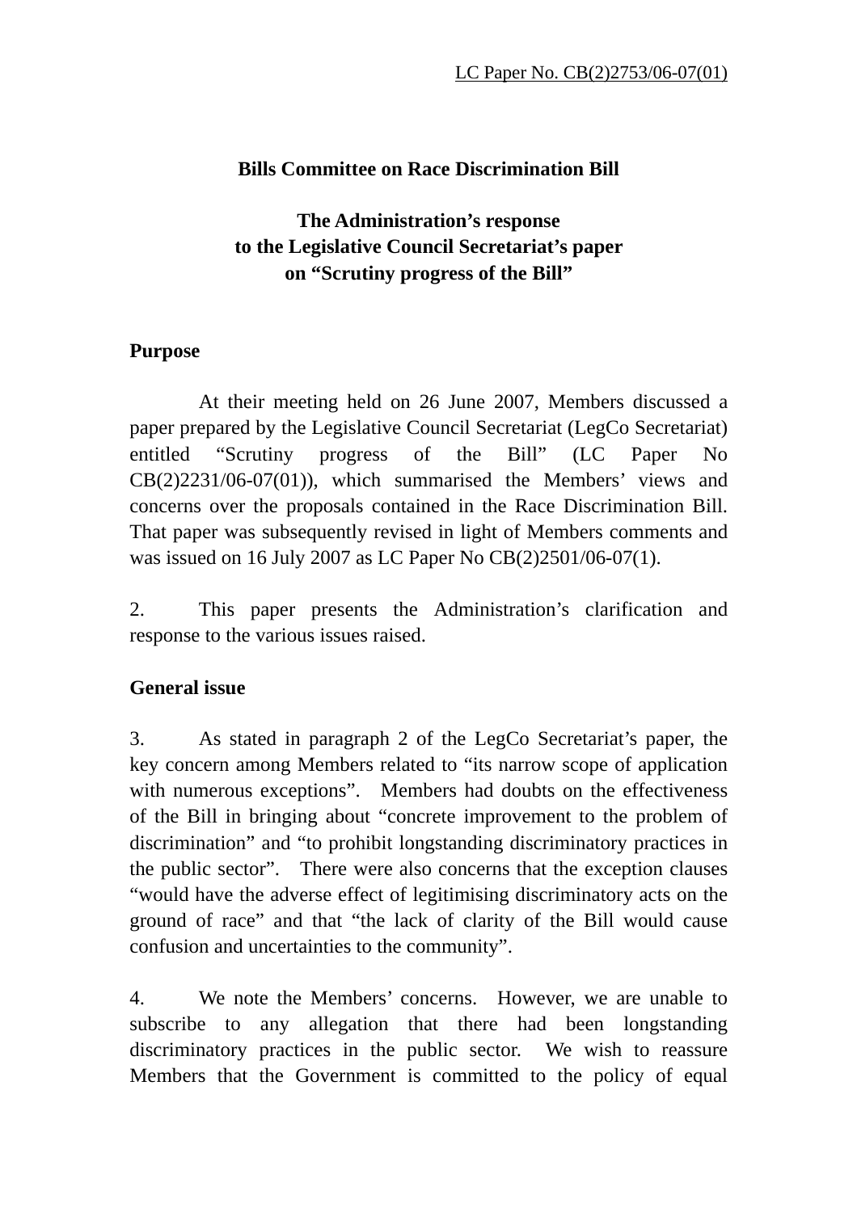LC Paper No. CB(2)2753/06-07(01)

**Bills Committee on Race Discrimination Bill**

**The Administration's response to the Legislative Council Secretariat's paper on "Scrutiny progress of the Bill"**

**Purpose**

At their meeting held on 26 June 2007, Members discussed a paper prepared by the Legislative Council Secretariat (LegCo Secretariat) entitled "Scrutiny progress of the Bill" (LC Paper No CB(2)2231/06-07(01)), which summarised the Members' views and concerns over the proposals contained in the Race Discrimination Bill. That paper was subsequently revised in light of Members comments and was issued on 16 July 2007 as LC Paper No CB(2)2501/06-07(1).

2. This paper presents the Administration's clarification and response to the various issues raised.

**General issue**

3. As stated in paragraph 2 of the LegCo Secretariat's paper, the key concern among Members related to "its narrow scope of application with numerous exceptions". Members had doubts on the effectiveness of the Bill in bringing about "concrete improvement to the problem of discrimination" and "to prohibit longstanding discriminatory practices in the public sector". There were also concerns that the exception clauses "would have the adverse effect of legitimising discriminatory acts on the ground of race" and that "the lack of clarity of the Bill would cause confusion and uncertainties to the community".

4. We note the Members' concerns. However, we are unable to subscribe to any allegation that there had been longstanding discriminatory practices in the public sector. We wish to reassure Members that the Government is committed to the policy of equal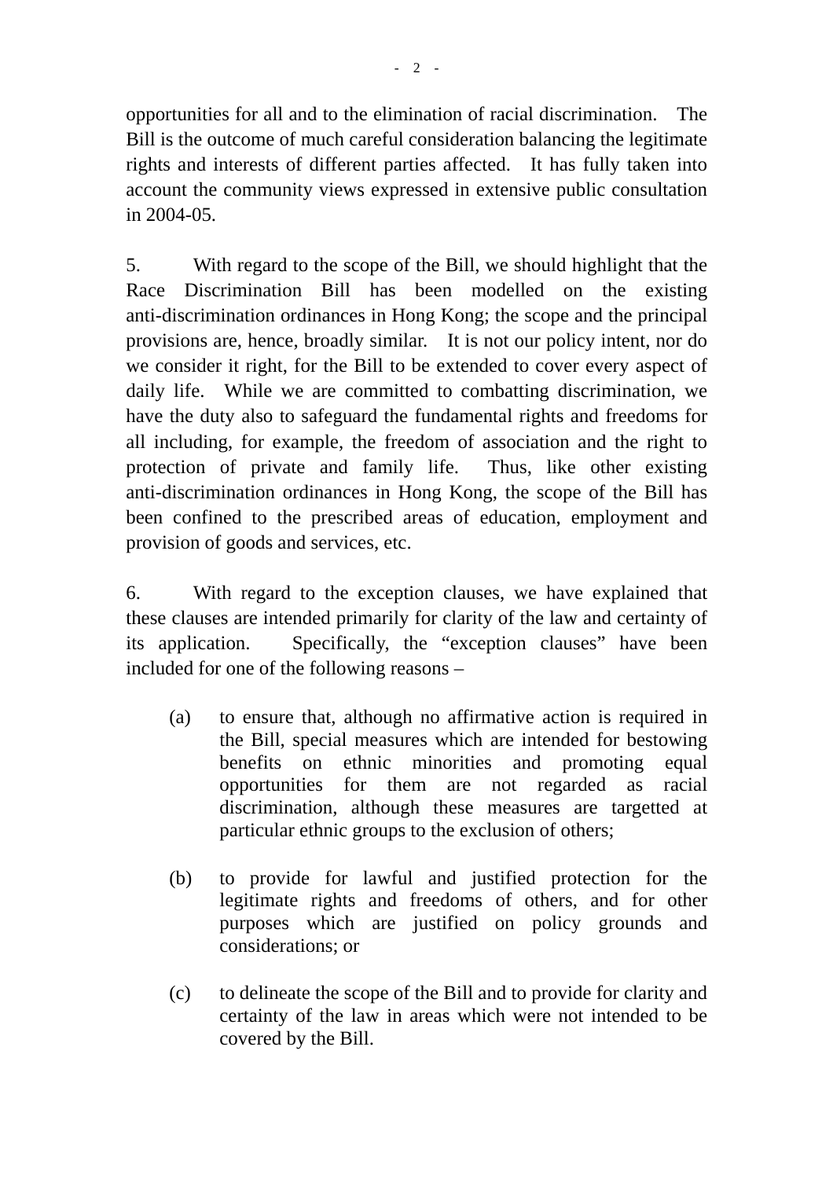opportunities for all and to the elimination of racial discrimination. The Bill is the outcome of much careful consideration balancing the legitimate rights and interests of different parties affected. It has fully taken into account the community views expressed in extensive public consultation in 2004-05.

5. With regard to the scope of the Bill, we should highlight that the Race Discrimination Bill has been modelled on the existing anti-discrimination ordinances in Hong Kong; the scope and the principal provisions are, hence, broadly similar. It is not our policy intent, nor do we consider it right, for the Bill to be extended to cover every aspect of daily life. While we are committed to combatting discrimination, we have the duty also to safeguard the fundamental rights and freedoms for all including, for example, the freedom of association and the right to protection of private and family life. Thus, like other existing anti-discrimination ordinances in Hong Kong, the scope of the Bill has been confined to the prescribed areas of education, employment and provision of goods and services, etc.

6. With regard to the exception clauses, we have explained that these clauses are intended primarily for clarity of the law and certainty of its application. Specifically, the "exception clauses" have been included for one of the following reasons –

(a) to ensure that, although no affirmative action is required in the Bill, special measures which are intended for bestowing benefits on ethnic minorities and promoting equal opportunities for them are not regarded as racial discrimination, although these measures are targetted at particular ethnic groups to the exclusion of others;

(b) to provide for lawful and justified protection for the legitimate rights and freedoms of others, and for other purposes which are justified on policy grounds and considerations; or

(c) to delineate the scope of the Bill and to provide for clarity and certainty of the law in areas which were not intended to be covered by the Bill.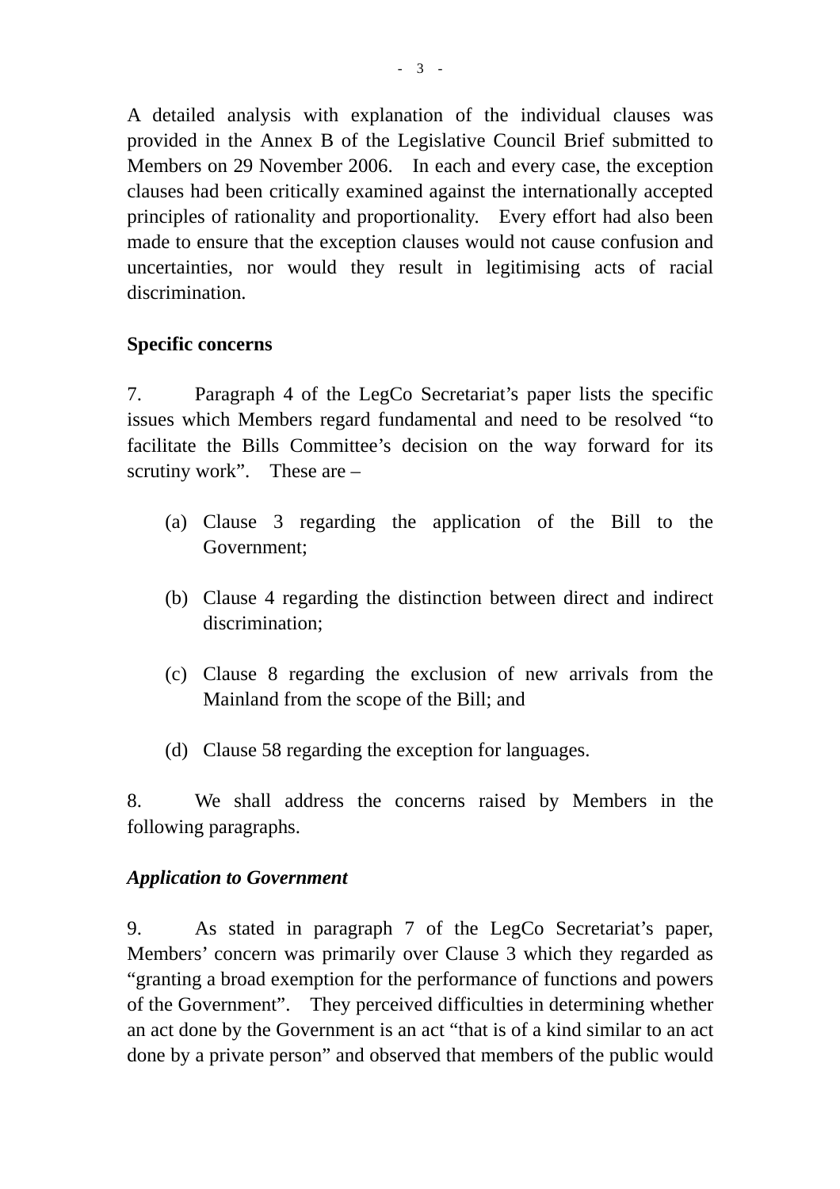A detailed analysis with explanation of the individual clauses was provided in the Annex B of the Legislative Council Brief submitted to Members on 29 November 2006. In each and every case, the exception clauses had been critically examined against the internationally accepted principles of rationality and proportionality. Every effort had also been made to ensure that the exception clauses would not cause confusion and uncertainties, nor would they result in legitimising acts of racial discrimination.

**Specific concerns**

7. Paragraph 4 of the LegCo Secretariat's paper lists the specific issues which Members regard fundamental and need to be resolved "to facilitate the Bills Committee's decision on the way forward for its scrutiny work". These are –

(a) Clause 3 regarding the application of the Bill to the Government;

(b) Clause 4 regarding the distinction between direct and indirect discrimination;

(c) Clause 8 regarding the exclusion of new arrivals from the Mainland from the scope of the Bill; and

(d) Clause 58 regarding the exception for languages.

8. We shall address the concerns raised by Members in the following paragraphs.

***Application to Government***

9. As stated in paragraph 7 of the LegCo Secretariat's paper, Members' concern was primarily over Clause 3 which they regarded as "granting a broad exemption for the performance of functions and powers of the Government". They perceived difficulties in determining whether an act done by the Government is an act "that is of a kind similar to an act done by a private person" and observed that members of the public would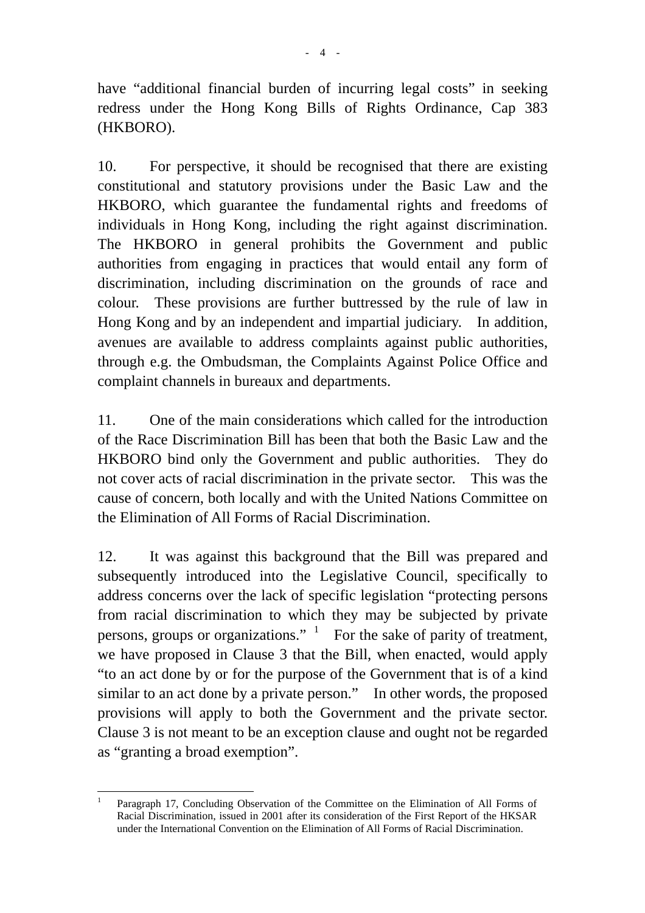have "additional financial burden of incurring legal costs" in seeking redress under the Hong Kong Bills of Rights Ordinance, Cap 383 (HKBORO).

10. For perspective, it should be recognised that there are existing constitutional and statutory provisions under the Basic Law and the HKBORO, which guarantee the fundamental rights and freedoms of individuals in Hong Kong, including the right against discrimination. The HKBORO in general prohibits the Government and public authorities from engaging in practices that would entail any form of discrimination, including discrimination on the grounds of race and colour. These provisions are further buttressed by the rule of law in Hong Kong and by an independent and impartial judiciary. In addition, avenues are available to address complaints against public authorities, through e.g. the Ombudsman, the Complaints Against Police Office and complaint channels in bureaux and departments.

11. One of the main considerations which called for the introduction of the Race Discrimination Bill has been that both the Basic Law and the HKBORO bind only the Government and public authorities. They do not cover acts of racial discrimination in the private sector. This was the cause of concern, both locally and with the United Nations Committee on the Elimination of All Forms of Racial Discrimination.

12. It was against this background that the Bill was prepared and subsequently introduced into the Legislative Council, specifically to address concerns over the lack of specific legislation "protecting persons from racial discrimination to which they may be subjected by private persons, groups or organizations." [1] For the sake of parity of treatment, we have proposed in Clause 3 that the Bill, when enacted, would apply "to an act done by or for the purpose of the Government that is of a kind similar to an act done by a private person." In other words, the proposed provisions will apply to both the Government and the private sector. Clause 3 is not meant to be an exception clause and ought not be regarded as "granting a broad exemption".

---

[1] Paragraph 17, Concluding Observation of the Committee on the Elimination of All Forms of Racial Discrimination, issued in 2001 after its consideration of the First Report of the HKSAR under the International Convention on the Elimination of All Forms of Racial Discrimination.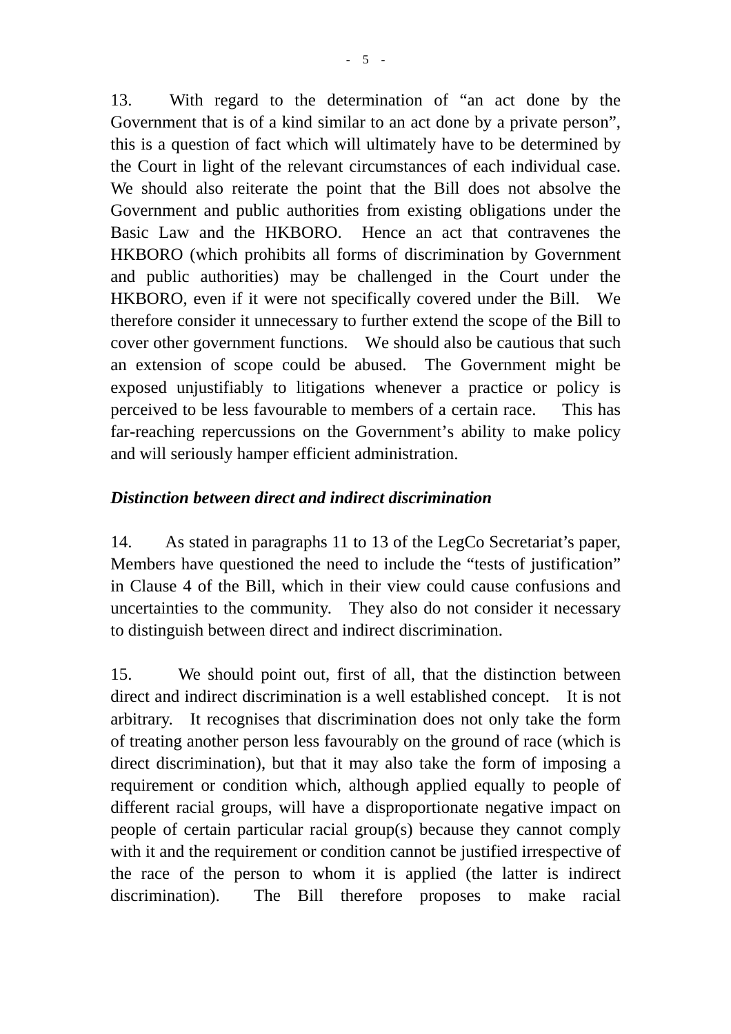13. With regard to the determination of "an act done by the Government that is of a kind similar to an act done by a private person", this is a question of fact which will ultimately have to be determined by the Court in light of the relevant circumstances of each individual case. We should also reiterate the point that the Bill does not absolve the Government and public authorities from existing obligations under the Basic Law and the HKBORO. Hence an act that contravenes the HKBORO (which prohibits all forms of discrimination by Government and public authorities) may be challenged in the Court under the HKBORO, even if it were not specifically covered under the Bill. We therefore consider it unnecessary to further extend the scope of the Bill to cover other government functions. We should also be cautious that such an extension of scope could be abused. The Government might be exposed unjustifiably to litigations whenever a practice or policy is perceived to be less favourable to members of a certain race. This has far-reaching repercussions on the Government's ability to make policy and will seriously hamper efficient administration.

***Distinction between direct and indirect discrimination***

14. As stated in paragraphs 11 to 13 of the LegCo Secretariat's paper, Members have questioned the need to include the "tests of justification" in Clause 4 of the Bill, which in their view could cause confusions and uncertainties to the community. They also do not consider it necessary to distinguish between direct and indirect discrimination.

15. We should point out, first of all, that the distinction between direct and indirect discrimination is a well established concept. It is not arbitrary. It recognises that discrimination does not only take the form of treating another person less favourably on the ground of race (which is direct discrimination), but that it may also take the form of imposing a requirement or condition which, although applied equally to people of different racial groups, will have a disproportionate negative impact on people of certain particular racial group(s) because they cannot comply with it and the requirement or condition cannot be justified irrespective of the race of the person to whom it is applied (the latter is indirect discrimination). The Bill therefore proposes to make racial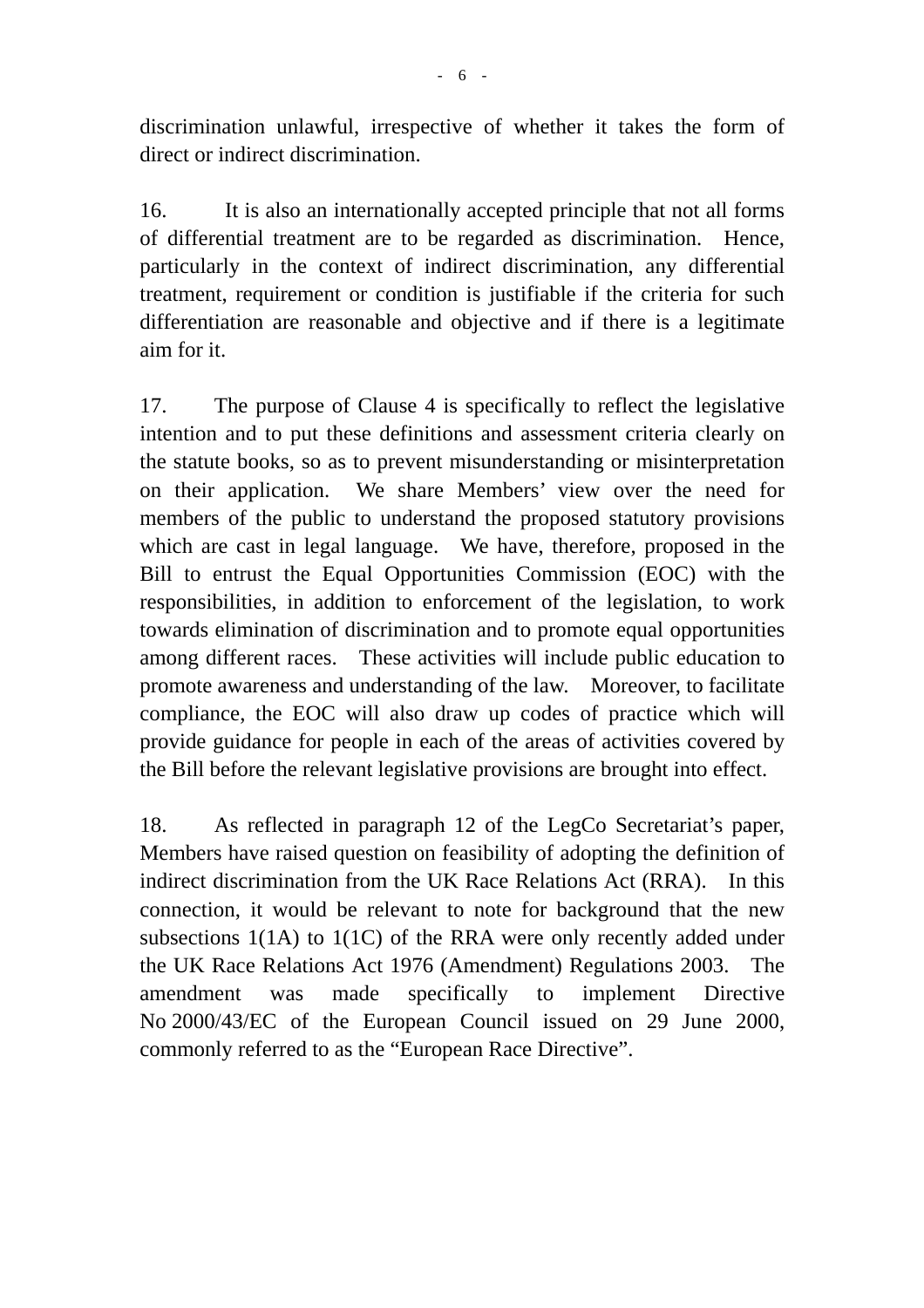discrimination unlawful, irrespective of whether it takes the form of direct or indirect discrimination.

16. It is also an internationally accepted principle that not all forms of differential treatment are to be regarded as discrimination. Hence, particularly in the context of indirect discrimination, any differential treatment, requirement or condition is justifiable if the criteria for such differentiation are reasonable and objective and if there is a legitimate aim for it.

17. The purpose of Clause 4 is specifically to reflect the legislative intention and to put these definitions and assessment criteria clearly on the statute books, so as to prevent misunderstanding or misinterpretation on their application. We share Members' view over the need for members of the public to understand the proposed statutory provisions which are cast in legal language. We have, therefore, proposed in the Bill to entrust the Equal Opportunities Commission (EOC) with the responsibilities, in addition to enforcement of the legislation, to work towards elimination of discrimination and to promote equal opportunities among different races. These activities will include public education to promote awareness and understanding of the law. Moreover, to facilitate compliance, the EOC will also draw up codes of practice which will provide guidance for people in each of the areas of activities covered by the Bill before the relevant legislative provisions are brought into effect.

18. As reflected in paragraph 12 of the LegCo Secretariat's paper, Members have raised question on feasibility of adopting the definition of indirect discrimination from the UK Race Relations Act (RRA). In this connection, it would be relevant to note for background that the new subsections 1(1A) to 1(1C) of the RRA were only recently added under the UK Race Relations Act 1976 (Amendment) Regulations 2003. The amendment was made specifically to implement Directive No 2000/43/EC of the European Council issued on 29 June 2000, commonly referred to as the "European Race Directive".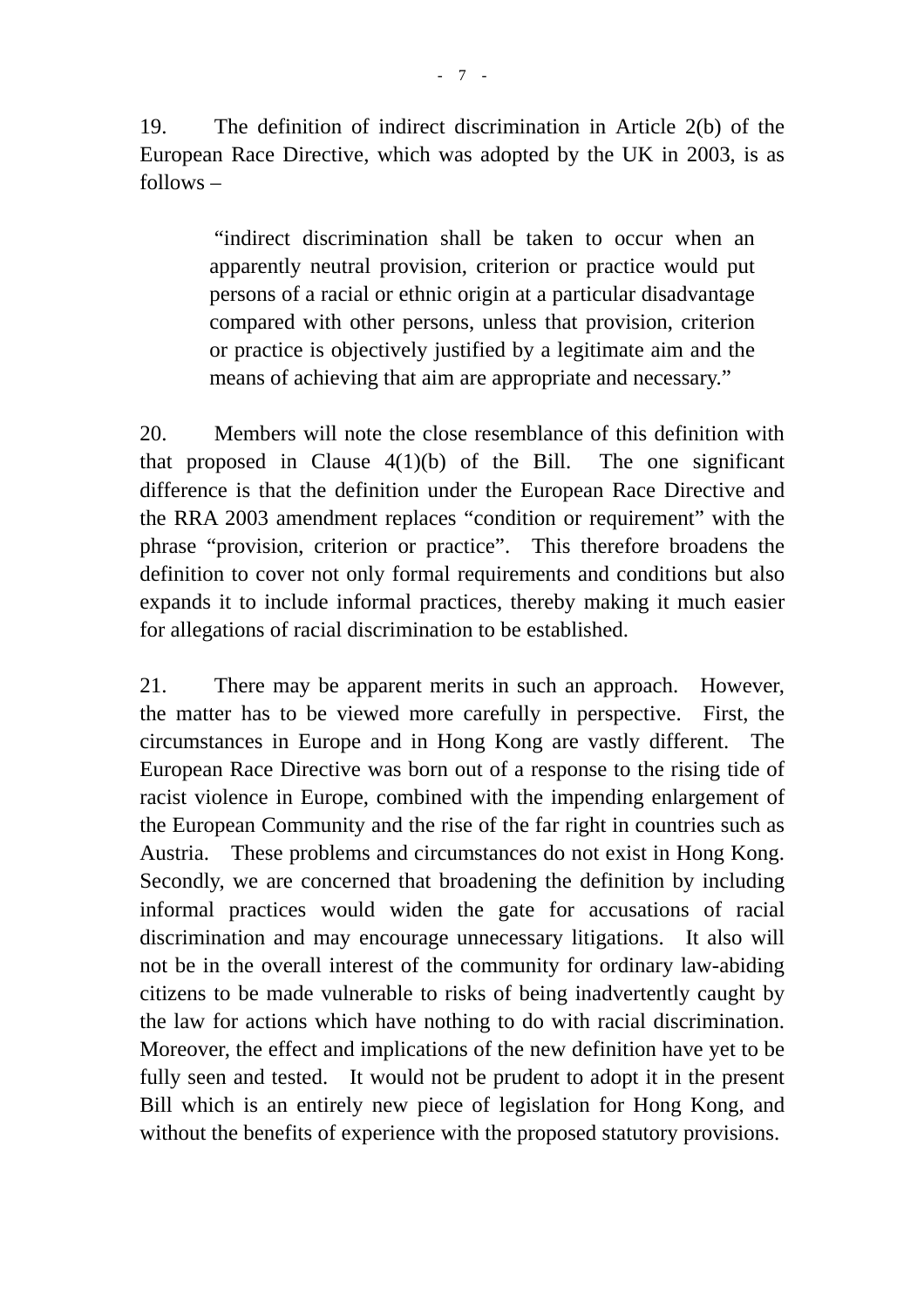19. The definition of indirect discrimination in Article 2(b) of the European Race Directive, which was adopted by the UK in 2003, is as follows –

> "indirect discrimination shall be taken to occur when an apparently neutral provision, criterion or practice would put persons of a racial or ethnic origin at a particular disadvantage compared with other persons, unless that provision, criterion or practice is objectively justified by a legitimate aim and the means of achieving that aim are appropriate and necessary."

20. Members will note the close resemblance of this definition with that proposed in Clause 4(1)(b) of the Bill. The one significant difference is that the definition under the European Race Directive and the RRA 2003 amendment replaces "condition or requirement" with the phrase "provision, criterion or practice". This therefore broadens the definition to cover not only formal requirements and conditions but also expands it to include informal practices, thereby making it much easier for allegations of racial discrimination to be established.

21. There may be apparent merits in such an approach. However, the matter has to be viewed more carefully in perspective. First, the circumstances in Europe and in Hong Kong are vastly different. The European Race Directive was born out of a response to the rising tide of racist violence in Europe, combined with the impending enlargement of the European Community and the rise of the far right in countries such as Austria. These problems and circumstances do not exist in Hong Kong. Secondly, we are concerned that broadening the definition by including informal practices would widen the gate for accusations of racial discrimination and may encourage unnecessary litigations. It also will not be in the overall interest of the community for ordinary law-abiding citizens to be made vulnerable to risks of being inadvertently caught by the law for actions which have nothing to do with racial discrimination. Moreover, the effect and implications of the new definition have yet to be fully seen and tested. It would not be prudent to adopt it in the present Bill which is an entirely new piece of legislation for Hong Kong, and without the benefits of experience with the proposed statutory provisions.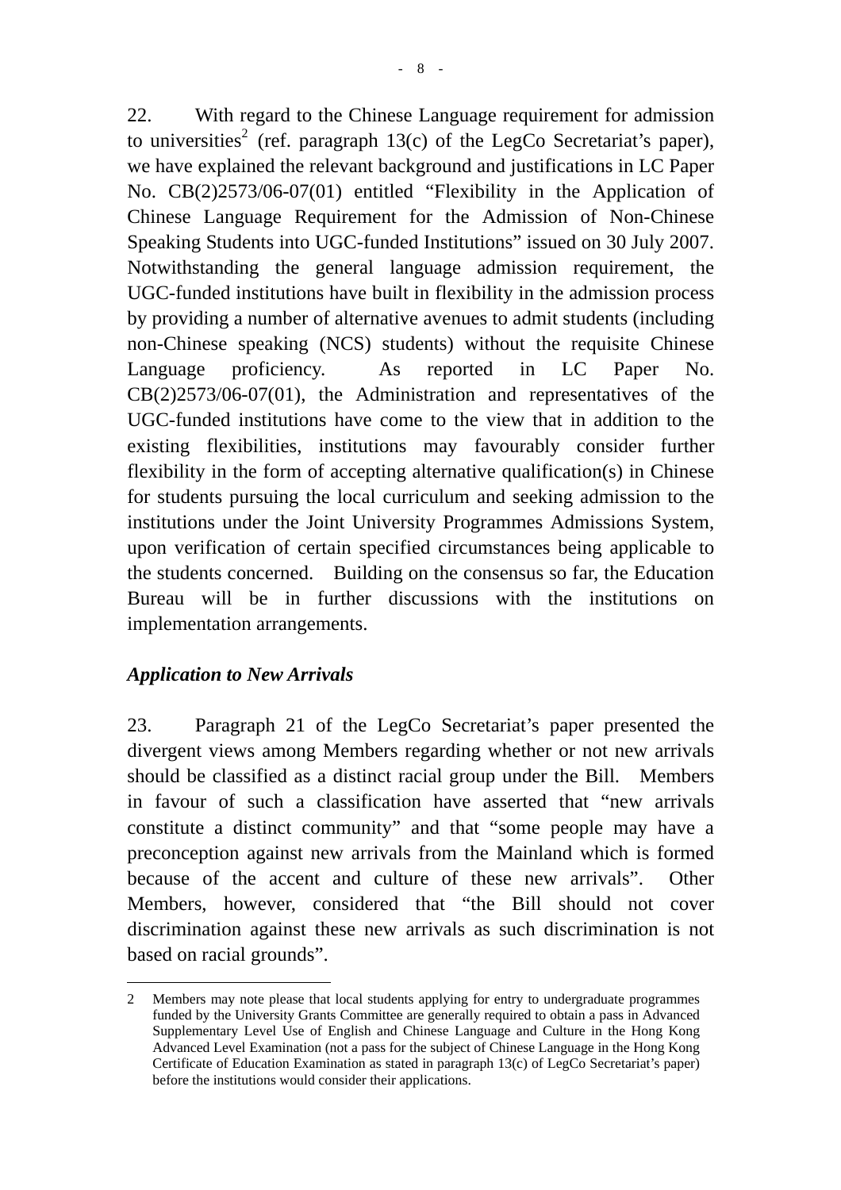22. With regard to the Chinese Language requirement for admission to universities[2] (ref. paragraph 13(c) of the LegCo Secretariat's paper), we have explained the relevant background and justifications in LC Paper No. CB(2)2573/06-07(01) entitled "Flexibility in the Application of Chinese Language Requirement for the Admission of Non-Chinese Speaking Students into UGC-funded Institutions" issued on 30 July 2007. Notwithstanding the general language admission requirement, the UGC-funded institutions have built in flexibility in the admission process by providing a number of alternative avenues to admit students (including non-Chinese speaking (NCS) students) without the requisite Chinese Language proficiency. As reported in LC Paper No. CB(2)2573/06-07(01), the Administration and representatives of the UGC-funded institutions have come to the view that in addition to the existing flexibilities, institutions may favourably consider further flexibility in the form of accepting alternative qualification(s) in Chinese for students pursuing the local curriculum and seeking admission to the institutions under the Joint University Programmes Admissions System, upon verification of certain specified circumstances being applicable to the students concerned. Building on the consensus so far, the Education Bureau will be in further discussions with the institutions on implementation arrangements.

***Application to New Arrivals***

23. Paragraph 21 of the LegCo Secretariat's paper presented the divergent views among Members regarding whether or not new arrivals should be classified as a distinct racial group under the Bill. Members in favour of such a classification have asserted that "new arrivals constitute a distinct community" and that "some people may have a preconception against new arrivals from the Mainland which is formed because of the accent and culture of these new arrivals". Other Members, however, considered that "the Bill should not cover discrimination against these new arrivals as such discrimination is not based on racial grounds".

---

2 Members may note please that local students applying for entry to undergraduate programmes funded by the University Grants Committee are generally required to obtain a pass in Advanced Supplementary Level Use of English and Chinese Language and Culture in the Hong Kong Advanced Level Examination (not a pass for the subject of Chinese Language in the Hong Kong Certificate of Education Examination as stated in paragraph 13(c) of LegCo Secretariat's paper) before the institutions would consider their applications.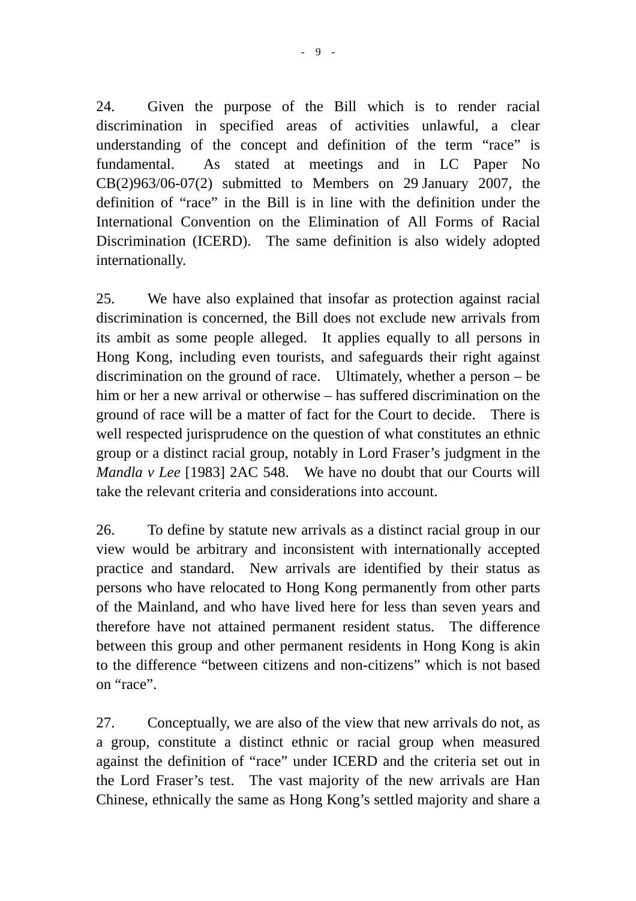24. Given the purpose of the Bill which is to render racial discrimination in specified areas of activities unlawful, a clear understanding of the concept and definition of the term "race" is fundamental. As stated at meetings and in LC Paper No CB(2)963/06-07(2) submitted to Members on 29 January 2007, the definition of "race" in the Bill is in line with the definition under the International Convention on the Elimination of All Forms of Racial Discrimination (ICERD). The same definition is also widely adopted internationally.

25. We have also explained that insofar as protection against racial discrimination is concerned, the Bill does not exclude new arrivals from its ambit as some people alleged. It applies equally to all persons in Hong Kong, including even tourists, and safeguards their right against discrimination on the ground of race. Ultimately, whether a person – be him or her a new arrival or otherwise – has suffered discrimination on the ground of race will be a matter of fact for the Court to decide. There is well respected jurisprudence on the question of what constitutes an ethnic group or a distinct racial group, notably in Lord Fraser's judgment in the *Mandla v Lee* [1983] 2AC 548. We have no doubt that our Courts will take the relevant criteria and considerations into account.

26. To define by statute new arrivals as a distinct racial group in our view would be arbitrary and inconsistent with internationally accepted practice and standard. New arrivals are identified by their status as persons who have relocated to Hong Kong permanently from other parts of the Mainland, and who have lived here for less than seven years and therefore have not attained permanent resident status. The difference between this group and other permanent residents in Hong Kong is akin to the difference "between citizens and non-citizens" which is not based on "race".

27. Conceptually, we are also of the view that new arrivals do not, as a group, constitute a distinct ethnic or racial group when measured against the definition of "race" under ICERD and the criteria set out in the Lord Fraser's test. The vast majority of the new arrivals are Han Chinese, ethnically the same as Hong Kong's settled majority and share a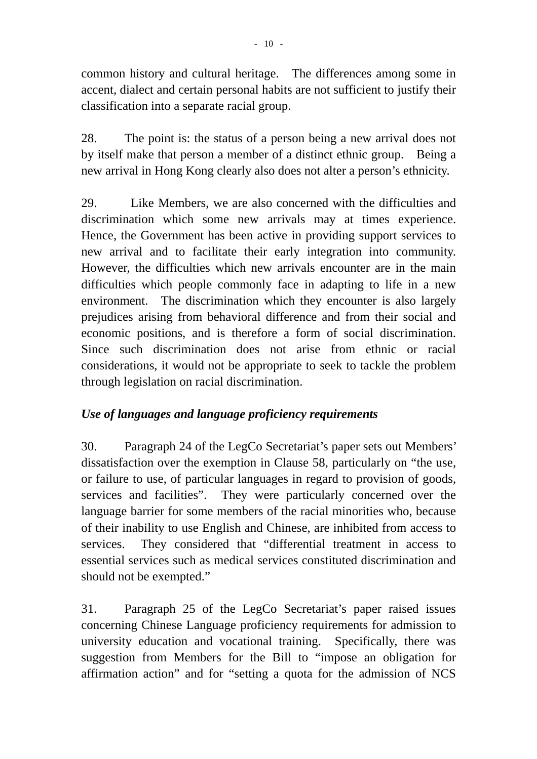common history and cultural heritage. The differences among some in accent, dialect and certain personal habits are not sufficient to justify their classification into a separate racial group.

28. The point is: the status of a person being a new arrival does not by itself make that person a member of a distinct ethnic group. Being a new arrival in Hong Kong clearly also does not alter a person's ethnicity.

29. Like Members, we are also concerned with the difficulties and discrimination which some new arrivals may at times experience. Hence, the Government has been active in providing support services to new arrival and to facilitate their early integration into community. However, the difficulties which new arrivals encounter are in the main difficulties which people commonly face in adapting to life in a new environment. The discrimination which they encounter is also largely prejudices arising from behavioral difference and from their social and economic positions, and is therefore a form of social discrimination. Since such discrimination does not arise from ethnic or racial considerations, it would not be appropriate to seek to tackle the problem through legislation on racial discrimination.

***Use of languages and language proficiency requirements***

30. Paragraph 24 of the LegCo Secretariat's paper sets out Members' dissatisfaction over the exemption in Clause 58, particularly on "the use, or failure to use, of particular languages in regard to provision of goods, services and facilities". They were particularly concerned over the language barrier for some members of the racial minorities who, because of their inability to use English and Chinese, are inhibited from access to services. They considered that "differential treatment in access to essential services such as medical services constituted discrimination and should not be exempted."

31. Paragraph 25 of the LegCo Secretariat's paper raised issues concerning Chinese Language proficiency requirements for admission to university education and vocational training. Specifically, there was suggestion from Members for the Bill to "impose an obligation for affirmation action" and for "setting a quota for the admission of NCS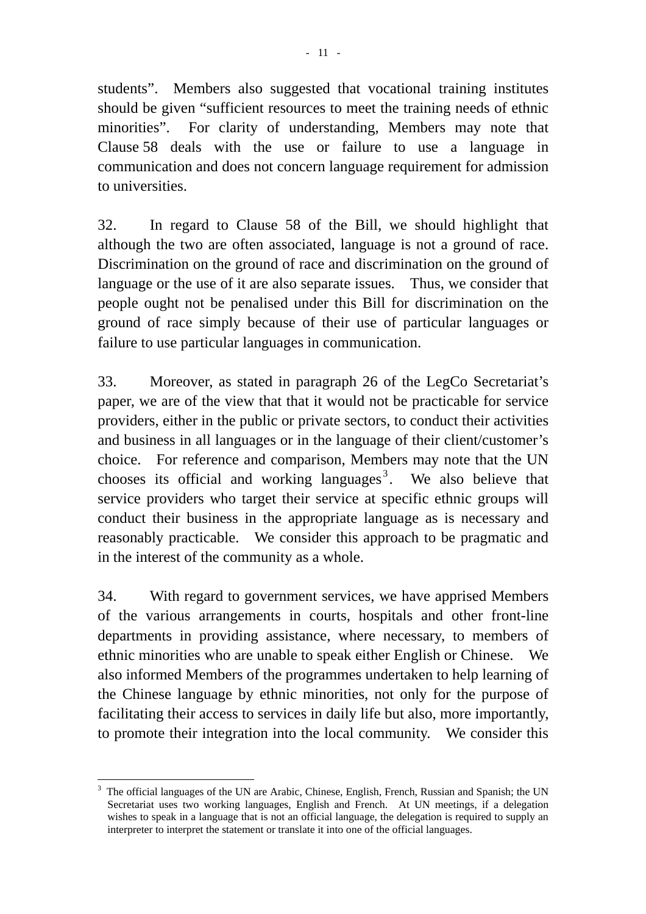students". Members also suggested that vocational training institutes should be given "sufficient resources to meet the training needs of ethnic minorities". For clarity of understanding, Members may note that Clause 58 deals with the use or failure to use a language in communication and does not concern language requirement for admission to universities.

32. In regard to Clause 58 of the Bill, we should highlight that although the two are often associated, language is not a ground of race. Discrimination on the ground of race and discrimination on the ground of language or the use of it are also separate issues. Thus, we consider that people ought not be penalised under this Bill for discrimination on the ground of race simply because of their use of particular languages or failure to use particular languages in communication.

33. Moreover, as stated in paragraph 26 of the LegCo Secretariat's paper, we are of the view that that it would not be practicable for service providers, either in the public or private sectors, to conduct their activities and business in all languages or in the language of their client/customer's choice. For reference and comparison, Members may note that the UN chooses its official and working languages[3]. We also believe that service providers who target their service at specific ethnic groups will conduct their business in the appropriate language as is necessary and reasonably practicable. We consider this approach to be pragmatic and in the interest of the community as a whole.

34. With regard to government services, we have apprised Members of the various arrangements in courts, hospitals and other front-line departments in providing assistance, where necessary, to members of ethnic minorities who are unable to speak either English or Chinese. We also informed Members of the programmes undertaken to help learning of the Chinese language by ethnic minorities, not only for the purpose of facilitating their access to services in daily life but also, more importantly, to promote their integration into the local community. We consider this

---

[3] The official languages of the UN are Arabic, Chinese, English, French, Russian and Spanish; the UN Secretariat uses two working languages, English and French. At UN meetings, if a delegation wishes to speak in a language that is not an official language, the delegation is required to supply an interpreter to interpret the statement or translate it into one of the official languages.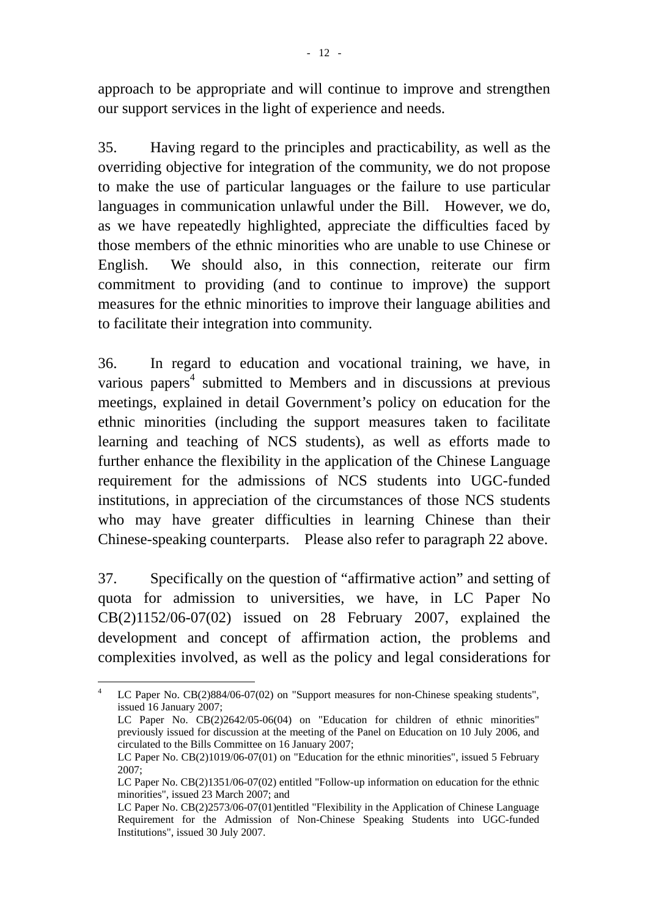approach to be appropriate and will continue to improve and strengthen our support services in the light of experience and needs.

35. Having regard to the principles and practicability, as well as the overriding objective for integration of the community, we do not propose to make the use of particular languages or the failure to use particular languages in communication unlawful under the Bill. However, we do, as we have repeatedly highlighted, appreciate the difficulties faced by those members of the ethnic minorities who are unable to use Chinese or English. We should also, in this connection, reiterate our firm commitment to providing (and to continue to improve) the support measures for the ethnic minorities to improve their language abilities and to facilitate their integration into community.

36. In regard to education and vocational training, we have, in various papers[4] submitted to Members and in discussions at previous meetings, explained in detail Government's policy on education for the ethnic minorities (including the support measures taken to facilitate learning and teaching of NCS students), as well as efforts made to further enhance the flexibility in the application of the Chinese Language requirement for the admissions of NCS students into UGC-funded institutions, in appreciation of the circumstances of those NCS students who may have greater difficulties in learning Chinese than their Chinese-speaking counterparts. Please also refer to paragraph 22 above.

37. Specifically on the question of "affirmative action" and setting of quota for admission to universities, we have, in LC Paper No CB(2)1152/06-07(02) issued on 28 February 2007, explained the development and concept of affirmation action, the problems and complexities involved, as well as the policy and legal considerations for

---

[4] LC Paper No. CB(2)884/06-07(02) on "Support measures for non-Chinese speaking students", issued 16 January 2007;
LC Paper No. CB(2)2642/05-06(04) on "Education for children of ethnic minorities" previously issued for discussion at the meeting of the Panel on Education on 10 July 2006, and circulated to the Bills Committee on 16 January 2007;
LC Paper No. CB(2)1019/06-07(01) on "Education for the ethnic minorities", issued 5 February 2007;
LC Paper No. CB(2)1351/06-07(02) entitled "Follow-up information on education for the ethnic minorities", issued 23 March 2007; and
LC Paper No. CB(2)2573/06-07(01)entitled "Flexibility in the Application of Chinese Language Requirement for the Admission of Non-Chinese Speaking Students into UGC-funded Institutions", issued 30 July 2007.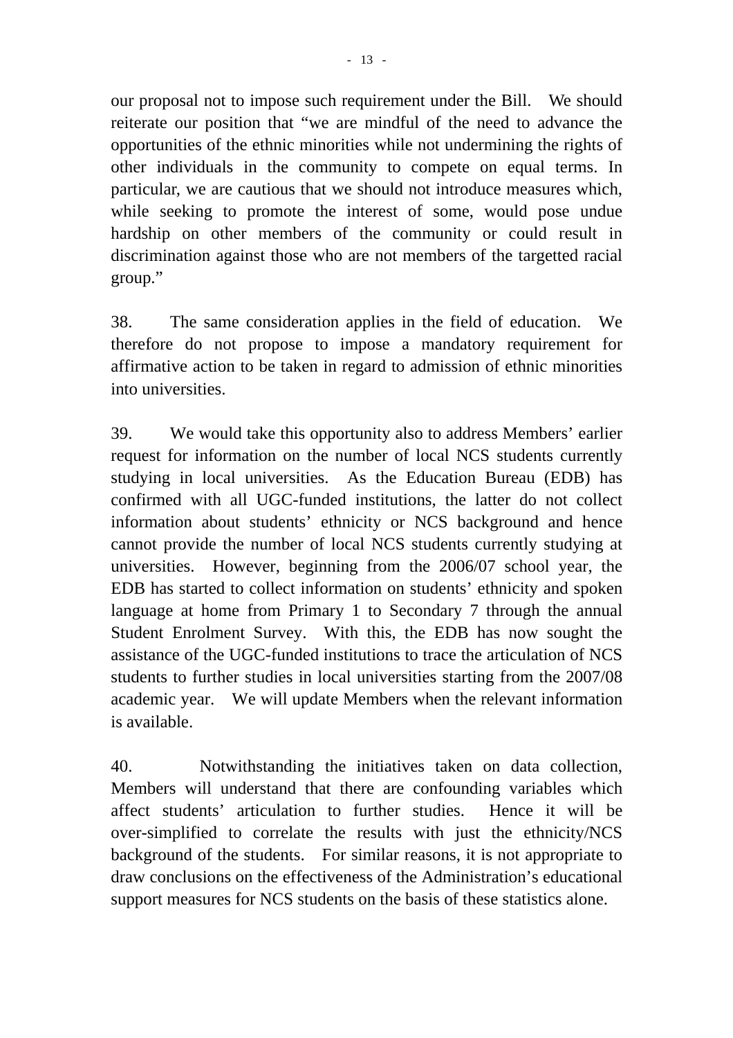our proposal not to impose such requirement under the Bill. We should reiterate our position that "we are mindful of the need to advance the opportunities of the ethnic minorities while not undermining the rights of other individuals in the community to compete on equal terms. In particular, we are cautious that we should not introduce measures which, while seeking to promote the interest of some, would pose undue hardship on other members of the community or could result in discrimination against those who are not members of the targetted racial group."

38. The same consideration applies in the field of education. We therefore do not propose to impose a mandatory requirement for affirmative action to be taken in regard to admission of ethnic minorities into universities.

39. We would take this opportunity also to address Members' earlier request for information on the number of local NCS students currently studying in local universities. As the Education Bureau (EDB) has confirmed with all UGC-funded institutions, the latter do not collect information about students' ethnicity or NCS background and hence cannot provide the number of local NCS students currently studying at universities. However, beginning from the 2006/07 school year, the EDB has started to collect information on students' ethnicity and spoken language at home from Primary 1 to Secondary 7 through the annual Student Enrolment Survey. With this, the EDB has now sought the assistance of the UGC-funded institutions to trace the articulation of NCS students to further studies in local universities starting from the 2007/08 academic year. We will update Members when the relevant information is available.

40. Notwithstanding the initiatives taken on data collection, Members will understand that there are confounding variables which affect students' articulation to further studies. Hence it will be over-simplified to correlate the results with just the ethnicity/NCS background of the students. For similar reasons, it is not appropriate to draw conclusions on the effectiveness of the Administration's educational support measures for NCS students on the basis of these statistics alone.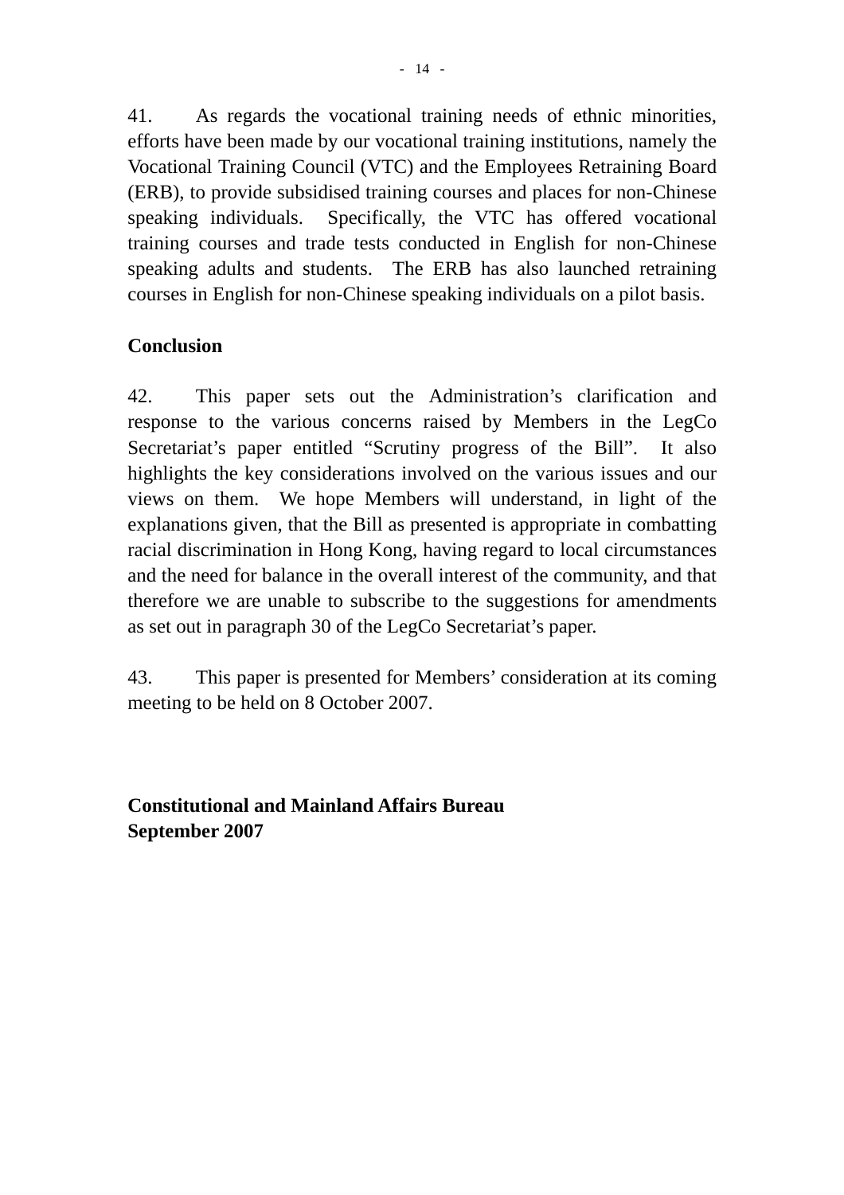41. As regards the vocational training needs of ethnic minorities, efforts have been made by our vocational training institutions, namely the Vocational Training Council (VTC) and the Employees Retraining Board (ERB), to provide subsidised training courses and places for non-Chinese speaking individuals. Specifically, the VTC has offered vocational training courses and trade tests conducted in English for non-Chinese speaking adults and students. The ERB has also launched retraining courses in English for non-Chinese speaking individuals on a pilot basis.

**Conclusion**

42. This paper sets out the Administration's clarification and response to the various concerns raised by Members in the LegCo Secretariat's paper entitled "Scrutiny progress of the Bill". It also highlights the key considerations involved on the various issues and our views on them. We hope Members will understand, in light of the explanations given, that the Bill as presented is appropriate in combatting racial discrimination in Hong Kong, having regard to local circumstances and the need for balance in the overall interest of the community, and that therefore we are unable to subscribe to the suggestions for amendments as set out in paragraph 30 of the LegCo Secretariat's paper.

43. This paper is presented for Members' consideration at its coming meeting to be held on 8 October 2007.

**Constitutional and Mainland Affairs Bureau**
**September 2007**